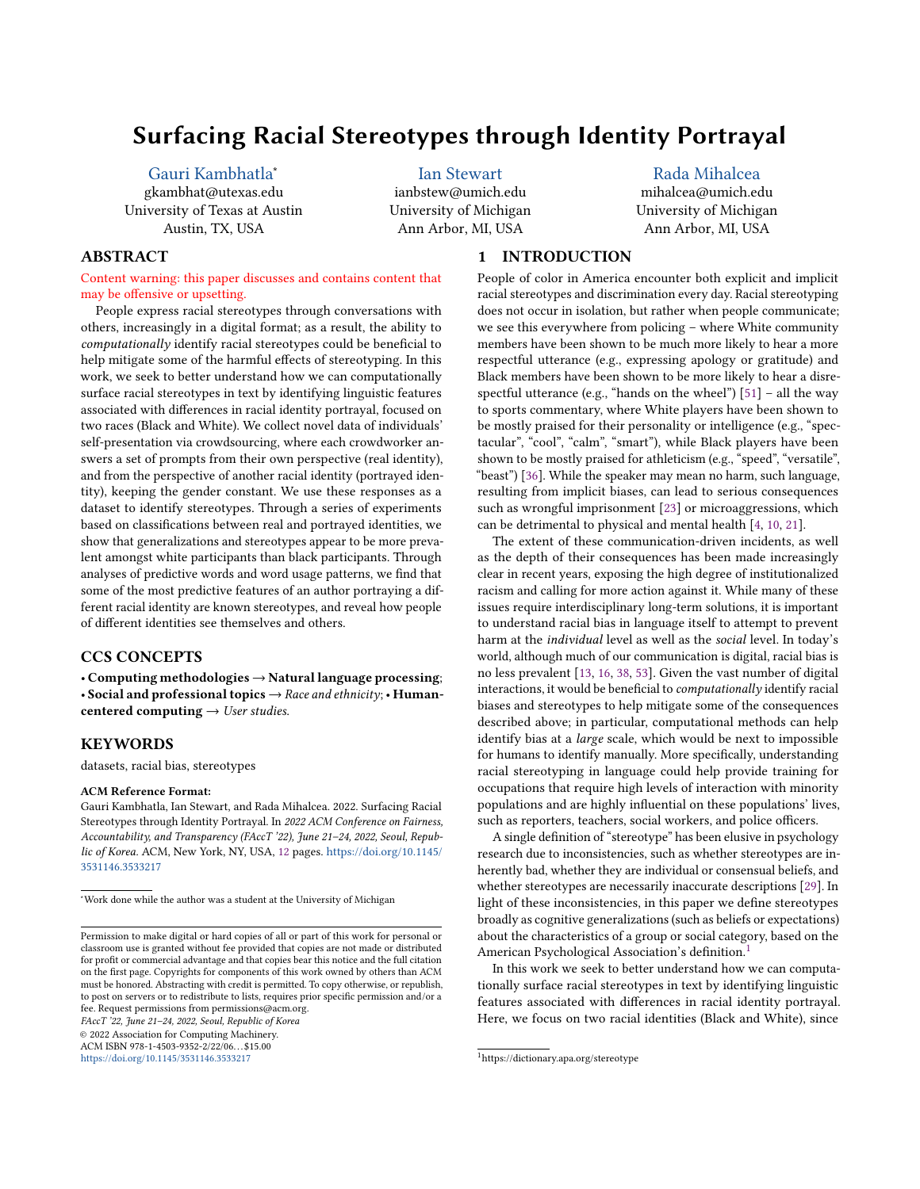# Surfacing Racial Stereotypes through Identity Portrayal

Gauri Kambhatla*
gkambhat@utexas.edu
University of Texas at Austin
Austin, TX, USA

Ian Stewart
ianbstew@umich.edu
University of Michigan
Ann Arbor, MI, USA

Rada Mihalcea
mihalcea@umich.edu
University of Michigan
Ann Arbor, MI, USA

## ABSTRACT

Content warning: this paper discusses and contains content that may be offensive or upsetting.

People express racial stereotypes through conversations with others, increasingly in a digital format; as a result, the ability to *computationally* identify racial stereotypes could be beneficial to help mitigate some of the harmful effects of stereotyping. In this work, we seek to better understand how we can computationally surface racial stereotypes in text by identifying linguistic features associated with differences in racial identity portrayal, focused on two races (Black and White). We collect novel data of individuals' self-presentation via crowdsourcing, where each crowdworker answers a set of prompts from their own perspective (real identity), and from the perspective of another racial identity (portrayed identity), keeping the gender constant. We use these responses as a dataset to identify stereotypes. Through a series of experiments based on classifications between real and portrayed identities, we show that generalizations and stereotypes appear to be more prevalent amongst white participants than black participants. Through analyses of predictive words and word usage patterns, we find that some of the most predictive features of an author portraying a different racial identity are known stereotypes, and reveal how people of different identities see themselves and others.

## CCS CONCEPTS

• **Computing methodologies → Natural language processing**; • **Social and professional topics →** *Race and ethnicity*; • **Human-centered computing →** *User studies.*

## KEYWORDS

datasets, racial bias, stereotypes

**ACM Reference Format:**
Gauri Kambhatla, Ian Stewart, and Rada Mihalcea. 2022. Surfacing Racial Stereotypes through Identity Portrayal. In *2022 ACM Conference on Fairness, Accountability, and Transparency (FAccT '22), June 21–24, 2022, Seoul, Republic of Korea.* ACM, New York, NY, USA, 12 pages. https://doi.org/10.1145/3531146.3533217

*Work done while the author was a student at the University of Michigan

Permission to make digital or hard copies of all or part of this work for personal or classroom use is granted without fee provided that copies are not made or distributed for profit or commercial advantage and that copies bear this notice and the full citation on the first page. Copyrights for components of this work owned by others than ACM must be honored. Abstracting with credit is permitted. To copy otherwise, or republish, to post on servers or to redistribute to lists, requires prior specific permission and/or a fee. Request permissions from permissions@acm.org.
*FAccT '22, June 21–24, 2022, Seoul, Republic of Korea*
© 2022 Association for Computing Machinery.
ACM ISBN 978-1-4503-9352-2/22/06…$15.00
https://doi.org/10.1145/3531146.3533217

## 1 INTRODUCTION

People of color in America encounter both explicit and implicit racial stereotypes and discrimination every day. Racial stereotyping does not occur in isolation, but rather when people communicate; we see this everywhere from policing – where White community members have been shown to be much more likely to hear a more respectful utterance (e.g., expressing apology or gratitude) and Black members have been shown to be more likely to hear a disrespectful utterance (e.g., "hands on the wheel") [51] – all the way to sports commentary, where White players have been shown to be mostly praised for their personality or intelligence (e.g., "spectacular", "cool", "calm", "smart"), while Black players have been shown to be mostly praised for athleticism (e.g., "speed", "versatile", "beast") [36]. While the speaker may mean no harm, such language, resulting from implicit biases, can lead to serious consequences such as wrongful imprisonment [23] or microaggressions, which can be detrimental to physical and mental health [4, 10, 21].

The extent of these communication-driven incidents, as well as the depth of their consequences has been made increasingly clear in recent years, exposing the high degree of institutionalized racism and calling for more action against it. While many of these issues require interdisciplinary long-term solutions, it is important to understand racial bias in language itself to attempt to prevent harm at the *individual* level as well as the *social* level. In today's world, although much of our communication is digital, racial bias is no less prevalent [13, 16, 38, 53]. Given the vast number of digital interactions, it would be beneficial to *computationally* identify racial biases and stereotypes to help mitigate some of the consequences described above; in particular, computational methods can help identify bias at a *large* scale, which would be next to impossible for humans to identify manually. More specifically, understanding racial stereotyping in language could help provide training for occupations that require high levels of interaction with minority populations and are highly influential on these populations' lives, such as reporters, teachers, social workers, and police officers.

A single definition of "stereotype" has been elusive in psychology research due to inconsistencies, such as whether stereotypes are inherently bad, whether they are individual or consensual beliefs, and whether stereotypes are necessarily inaccurate descriptions [29]. In light of these inconsistencies, in this paper we define stereotypes broadly as cognitive generalizations (such as beliefs or expectations) about the characteristics of a group or social category, based on the American Psychological Association's definition.[1]

In this work we seek to better understand how we can computationally surface racial stereotypes in text by identifying linguistic features associated with differences in racial identity portrayal. Here, we focus on two racial identities (Black and White), since

[1] https://dictionary.apa.org/stereotype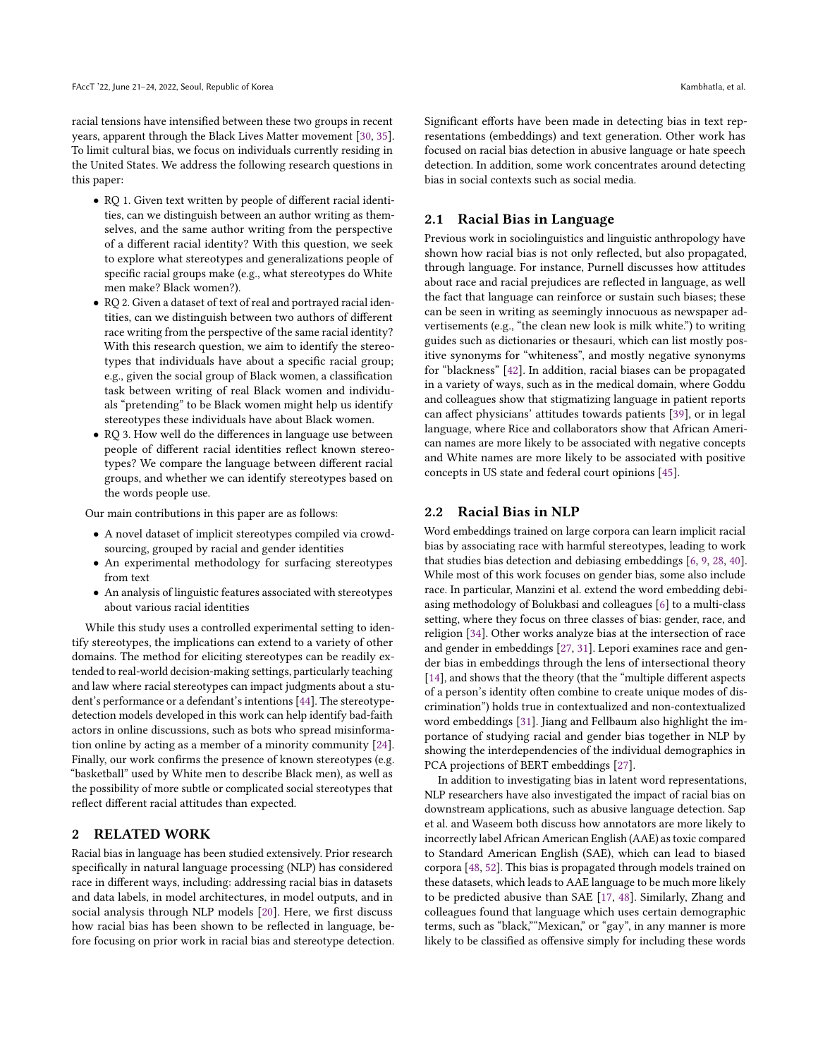racial tensions have intensified between these two groups in recent years, apparent through the Black Lives Matter movement [30, 35]. To limit cultural bias, we focus on individuals currently residing in the United States. We address the following research questions in this paper:

- RQ 1. Given text written by people of different racial identities, can we distinguish between an author writing as themselves, and the same author writing from the perspective of a different racial identity? With this question, we seek to explore what stereotypes and generalizations people of specific racial groups make (e.g., what stereotypes do White men make? Black women?).
- RQ 2. Given a dataset of text of real and portrayed racial identities, can we distinguish between two authors of different race writing from the perspective of the same racial identity? With this research question, we aim to identify the stereotypes that individuals have about a specific racial group; e.g., given the social group of Black women, a classification task between writing of real Black women and individuals "pretending" to be Black women might help us identify stereotypes these individuals have about Black women.
- RQ 3. How well do the differences in language use between people of different racial identities reflect known stereotypes? We compare the language between different racial groups, and whether we can identify stereotypes based on the words people use.

Our main contributions in this paper are as follows:

- A novel dataset of implicit stereotypes compiled via crowdsourcing, grouped by racial and gender identities
- An experimental methodology for surfacing stereotypes from text
- An analysis of linguistic features associated with stereotypes about various racial identities

While this study uses a controlled experimental setting to identify stereotypes, the implications can extend to a variety of other domains. The method for eliciting stereotypes can be readily extended to real-world decision-making settings, particularly teaching and law where racial stereotypes can impact judgments about a student's performance or a defendant's intentions [44]. The stereotype-detection models developed in this work can help identify bad-faith actors in online discussions, such as bots who spread misinformation online by acting as a member of a minority community [24]. Finally, our work confirms the presence of known stereotypes (e.g. "basketball" used by White men to describe Black men), as well as the possibility of more subtle or complicated social stereotypes that reflect different racial attitudes than expected.

## 2 RELATED WORK

Racial bias in language has been studied extensively. Prior research specifically in natural language processing (NLP) has considered race in different ways, including: addressing racial bias in datasets and data labels, in model architectures, in model outputs, and in social analysis through NLP models [20]. Here, we first discuss how racial bias has been shown to be reflected in language, before focusing on prior work in racial bias and stereotype detection. Significant efforts have been made in detecting bias in text representations (embeddings) and text generation. Other work has focused on racial bias detection in abusive language or hate speech detection. In addition, some work concentrates around detecting bias in social contexts such as social media.

### 2.1 Racial Bias in Language

Previous work in sociolinguistics and linguistic anthropology have shown how racial bias is not only reflected, but also propagated, through language. For instance, Purnell discusses how attitudes about race and racial prejudices are reflected in language, as well the fact that language can reinforce or sustain such biases; these can be seen in writing as seemingly innocuous as newspaper advertisements (e.g., "the clean new look is milk white.") to writing guides such as dictionaries or thesauri, which can list mostly positive synonyms for "whiteness", and mostly negative synonyms for "blackness" [42]. In addition, racial biases can be propagated in a variety of ways, such as in the medical domain, where Goddu and colleagues show that stigmatizing language in patient reports can affect physicians' attitudes towards patients [39], or in legal language, where Rice and collaborators show that African American names are more likely to be associated with negative concepts and White names are more likely to be associated with positive concepts in US state and federal court opinions [45].

### 2.2 Racial Bias in NLP

Word embeddings trained on large corpora can learn implicit racial bias by associating race with harmful stereotypes, leading to work that studies bias detection and debiasing embeddings [6, 9, 28, 40]. While most of this work focuses on gender bias, some also include race. In particular, Manzini et al. extend the word embedding debiasing methodology of Bolukbasi and colleagues [6] to a multi-class setting, where they focus on three classes of bias: gender, race, and religion [34]. Other works analyze bias at the intersection of race and gender in embeddings [27, 31]. Lepori examines race and gender bias in embeddings through the lens of intersectional theory [14], and shows that the theory (that the "multiple different aspects of a person's identity often combine to create unique modes of discrimination") holds true in contextualized and non-contextualized word embeddings [31]. Jiang and Fellbaum also highlight the importance of studying racial and gender bias together in NLP by showing the interdependencies of the individual demographics in PCA projections of BERT embeddings [27].

In addition to investigating bias in latent word representations, NLP researchers have also investigated the impact of racial bias on downstream applications, such as abusive language detection. Sap et al. and Waseem both discuss how annotators are more likely to incorrectly label African American English (AAE) as toxic compared to Standard American English (SAE), which can lead to biased corpora [48, 52]. This bias is propagated through models trained on these datasets, which leads to AAE language to be much more likely to be predicted abusive than SAE [17, 48]. Similarly, Zhang and colleagues found that language which uses certain demographic terms, such as "black,""Mexican," or "gay", in any manner is more likely to be classified as offensive simply for including these words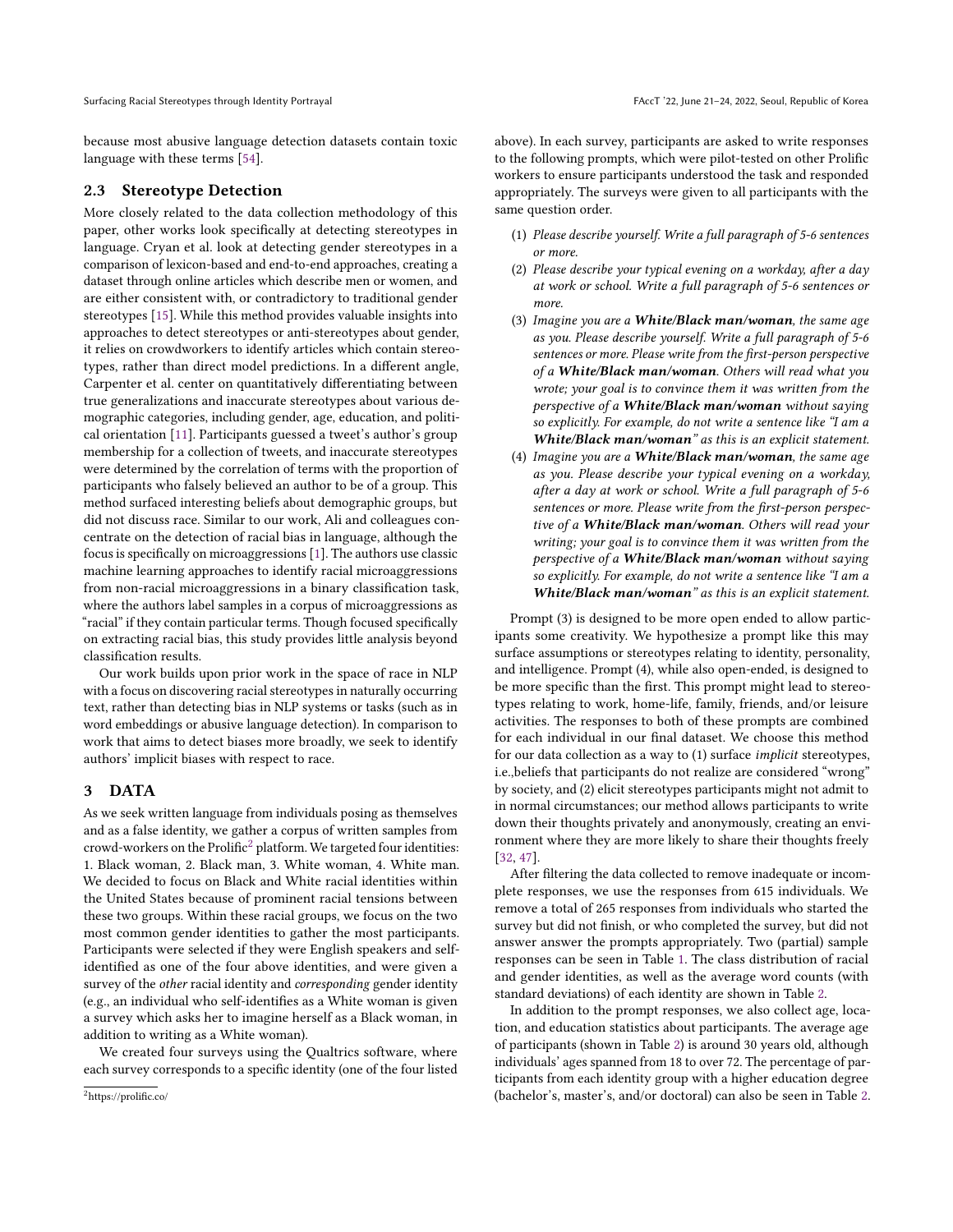because most abusive language detection datasets contain toxic language with these terms [54].

### 2.3 Stereotype Detection

More closely related to the data collection methodology of this paper, other works look specifically at detecting stereotypes in language. Cryan et al. look at detecting gender stereotypes in a comparison of lexicon-based and end-to-end approaches, creating a dataset through online articles which describe men or women, and are either consistent with, or contradictory to traditional gender stereotypes [15]. While this method provides valuable insights into approaches to detect stereotypes or anti-stereotypes about gender, it relies on crowdworkers to identify articles which contain stereotypes, rather than direct model predictions. In a different angle, Carpenter et al. center on quantitatively differentiating between true generalizations and inaccurate stereotypes about various demographic categories, including gender, age, education, and political orientation [11]. Participants guessed a tweet's author's group membership for a collection of tweets, and inaccurate stereotypes were determined by the correlation of terms with the proportion of participants who falsely believed an author to be of a group. This method surfaced interesting beliefs about demographic groups, but did not discuss race. Similar to our work, Ali and colleagues concentrate on the detection of racial bias in language, although the focus is specifically on microaggressions [1]. The authors use classic machine learning approaches to identify racial microaggressions from non-racial microaggressions in a binary classification task, where the authors label samples in a corpus of microaggressions as "racial" if they contain particular terms. Though focused specifically on extracting racial bias, this study provides little analysis beyond classification results.

Our work builds upon prior work in the space of race in NLP with a focus on discovering racial stereotypes in naturally occurring text, rather than detecting bias in NLP systems or tasks (such as in word embeddings or abusive language detection). In comparison to work that aims to detect biases more broadly, we seek to identify authors' implicit biases with respect to race.

## 3 DATA

As we seek written language from individuals posing as themselves and as a false identity, we gather a corpus of written samples from crowd-workers on the Prolific[2] platform. We targeted four identities: 1. Black woman, 2. Black man, 3. White woman, 4. White man. We decided to focus on Black and White racial identities within the United States because of prominent racial tensions between these two groups. Within these racial groups, we focus on the two most common gender identities to gather the most participants. Participants were selected if they were English speakers and self-identified as one of the four above identities, and were given a survey of the *other* racial identity and *corresponding* gender identity (e.g., an individual who self-identifies as a White woman is given a survey which asks her to imagine herself as a Black woman, in addition to writing as a White woman).

We created four surveys using the Qualtrics software, where each survey corresponds to a specific identity (one of the four listed above). In each survey, participants are asked to write responses to the following prompts, which were pilot-tested on other Prolific workers to ensure participants understood the task and responded appropriately. The surveys were given to all participants with the same question order.

(1) *Please describe yourself. Write a full paragraph of 5-6 sentences or more.*
(2) *Please describe your typical evening on a workday, after a day at work or school. Write a full paragraph of 5-6 sentences or more.*
(3) *Imagine you are a* ***White/Black man/woman****, the same age as you. Please describe yourself. Write a full paragraph of 5-6 sentences or more. Please write from the first-person perspective of a* ***White/Black man/woman****. Others will read what you wrote; your goal is to convince them it was written from the perspective of a* ***White/Black man/woman*** *without saying so explicitly. For example, do not write a sentence like "I am a* ***White/Black man/woman****" as this is an explicit statement.*
(4) *Imagine you are a* ***White/Black man/woman****, the same age as you. Please describe your typical evening on a workday, after a day at work or school. Write a full paragraph of 5-6 sentences or more. Please write from the first-person perspective of a* ***White/Black man/woman****. Others will read your writing; your goal is to convince them it was written from the perspective of a* ***White/Black man/woman*** *without saying so explicitly. For example, do not write a sentence like "I am a* ***White/Black man/woman****" as this is an explicit statement.*

Prompt (3) is designed to be more open ended to allow participants some creativity. We hypothesize a prompt like this may surface assumptions or stereotypes relating to identity, personality, and intelligence. Prompt (4), while also open-ended, is designed to be more specific than the first. This prompt might lead to stereotypes relating to work, home-life, family, friends, and/or leisure activities. The responses to both of these prompts are combined for each individual in our final dataset. We choose this method for our data collection as a way to (1) surface *implicit* stereotypes, i.e.,beliefs that participants do not realize are considered "wrong" by society, and (2) elicit stereotypes participants might not admit to in normal circumstances; our method allows participants to write down their thoughts privately and anonymously, creating an environment where they are more likely to share their thoughts freely [32, 47].

After filtering the data collected to remove inadequate or incomplete responses, we use the responses from 615 individuals. We remove a total of 265 responses from individuals who started the survey but did not finish, or who completed the survey, but did not answer answer the prompts appropriately. Two (partial) sample responses can be seen in Table 1. The class distribution of racial and gender identities, as well as the average word counts (with standard deviations) of each identity are shown in Table 2.

In addition to the prompt responses, we also collect age, location, and education statistics about participants. The average age of participants (shown in Table 2) is around 30 years old, although individuals' ages spanned from 18 to over 72. The percentage of participants from each identity group with a higher education degree (bachelor's, master's, and/or doctoral) can also be seen in Table 2.

[2] https://prolific.co/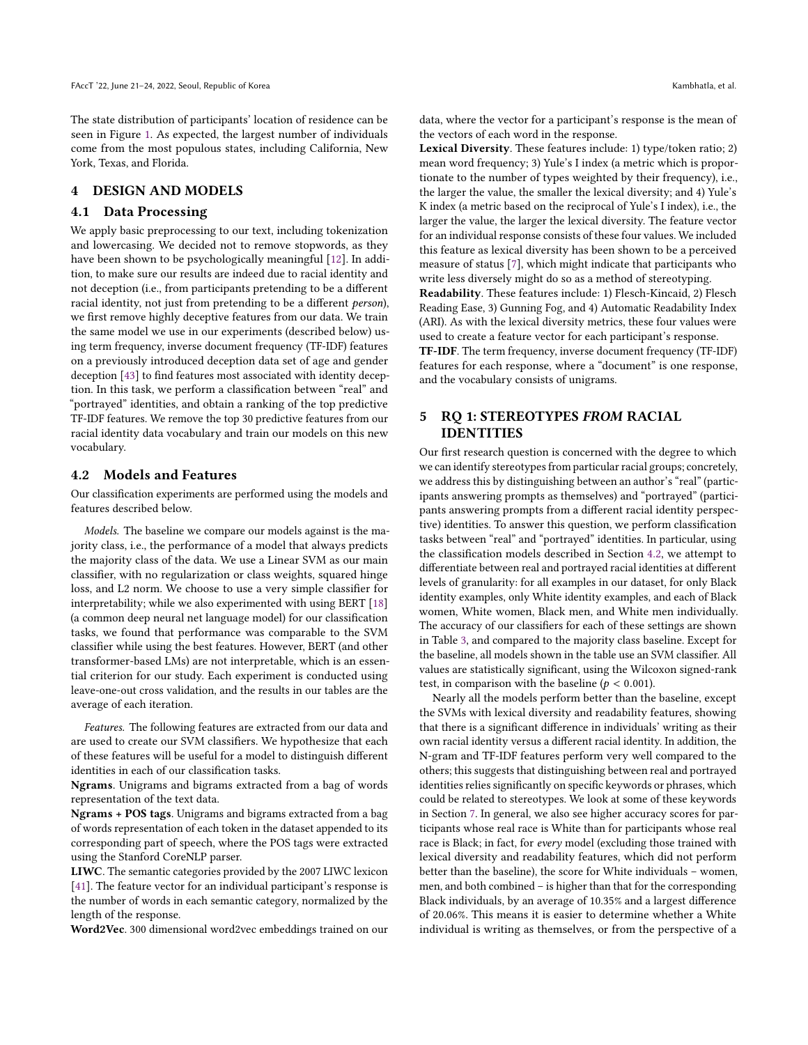The state distribution of participants' location of residence can be seen in Figure 1. As expected, the largest number of individuals come from the most populous states, including California, New York, Texas, and Florida.

## 4 DESIGN AND MODELS

### 4.1 Data Processing

We apply basic preprocessing to our text, including tokenization and lowercasing. We decided not to remove stopwords, as they have been shown to be psychologically meaningful [12]. In addition, to make sure our results are indeed due to racial identity and not deception (i.e., from participants pretending to be a different racial identity, not just from pretending to be a different *person*), we first remove highly deceptive features from our data. We train the same model we use in our experiments (described below) using term frequency, inverse document frequency (TF-IDF) features on a previously introduced deception data set of age and gender deception [43] to find features most associated with identity deception. In this task, we perform a classification between "real" and "portrayed" identities, and obtain a ranking of the top predictive TF-IDF features. We remove the top 30 predictive features from our racial identity data vocabulary and train our models on this new vocabulary.

### 4.2 Models and Features

Our classification experiments are performed using the models and features described below.

*Models.* The baseline we compare our models against is the majority class, i.e., the performance of a model that always predicts the majority class of the data. We use a Linear SVM as our main classifier, with no regularization or class weights, squared hinge loss, and L2 norm. We choose to use a very simple classifier for interpretability; while we also experimented with using BERT [18] (a common deep neural net language model) for our classification tasks, we found that performance was comparable to the SVM classifier while using the best features. However, BERT (and other transformer-based LMs) are not interpretable, which is an essential criterion for our study. Each experiment is conducted using leave-one-out cross validation, and the results in our tables are the average of each iteration.

*Features.* The following features are extracted from our data and are used to create our SVM classifiers. We hypothesize that each of these features will be useful for a model to distinguish different identities in each of our classification tasks.

**Ngrams**. Unigrams and bigrams extracted from a bag of words representation of the text data.

**Ngrams + POS tags**. Unigrams and bigrams extracted from a bag of words representation of each token in the dataset appended to its corresponding part of speech, where the POS tags were extracted using the Stanford CoreNLP parser.

**LIWC**. The semantic categories provided by the 2007 LIWC lexicon [41]. The feature vector for an individual participant's response is the number of words in each semantic category, normalized by the length of the response.

**Word2Vec**. 300 dimensional word2vec embeddings trained on our data, where the vector for a participant's response is the mean of the vectors of each word in the response.

**Lexical Diversity**. These features include: 1) type/token ratio; 2) mean word frequency; 3) Yule's I index (a metric which is proportionate to the number of types weighted by their frequency), i.e., the larger the value, the smaller the lexical diversity; and 4) Yule's K index (a metric based on the reciprocal of Yule's I index), i.e., the larger the value, the larger the lexical diversity. The feature vector for an individual response consists of these four values. We included this feature as lexical diversity has been shown to be a perceived measure of status [7], which might indicate that participants who write less diversely might do so as a method of stereotyping.

**Readability**. These features include: 1) Flesch-Kincaid, 2) Flesch Reading Ease, 3) Gunning Fog, and 4) Automatic Readability Index (ARI). As with the lexical diversity metrics, these four values were used to create a feature vector for each participant's response.

**TF-IDF**. The term frequency, inverse document frequency (TF-IDF) features for each response, where a "document" is one response, and the vocabulary consists of unigrams.

## 5 RQ 1: STEREOTYPES *FROM* RACIAL IDENTITIES

Our first research question is concerned with the degree to which we can identify stereotypes from particular racial groups; concretely, we address this by distinguishing between an author's "real" (participants answering prompts as themselves) and "portrayed" (participants answering prompts from a different racial identity perspective) identities. To answer this question, we perform classification tasks between "real" and "portrayed" identities. In particular, using the classification models described in Section 4.2, we attempt to differentiate between real and portrayed racial identities at different levels of granularity: for all examples in our dataset, for only Black identity examples, only White identity examples, and each of Black women, White women, Black men, and White men individually. The accuracy of our classifiers for each of these settings are shown in Table 3, and compared to the majority class baseline. Except for the baseline, all models shown in the table use an SVM classifier. All values are statistically significant, using the Wilcoxon signed-rank test, in comparison with the baseline ($p < 0.001$).

Nearly all the models perform better than the baseline, except the SVMs with lexical diversity and readability features, showing that there is a significant difference in individuals' writing as their own racial identity versus a different racial identity. In addition, the N-gram and TF-IDF features perform very well compared to the others; this suggests that distinguishing between real and portrayed identities relies significantly on specific keywords or phrases, which could be related to stereotypes. We look at some of these keywords in Section 7. In general, we also see higher accuracy scores for participants whose real race is White than for participants whose real race is Black; in fact, for *every* model (excluding those trained with lexical diversity and readability features, which did not perform better than the baseline), the score for White individuals – women, men, and both combined – is higher than that for the corresponding Black individuals, by an average of 10.35% and a largest difference of 20.06%. This means it is easier to determine whether a White individual is writing as themselves, or from the perspective of a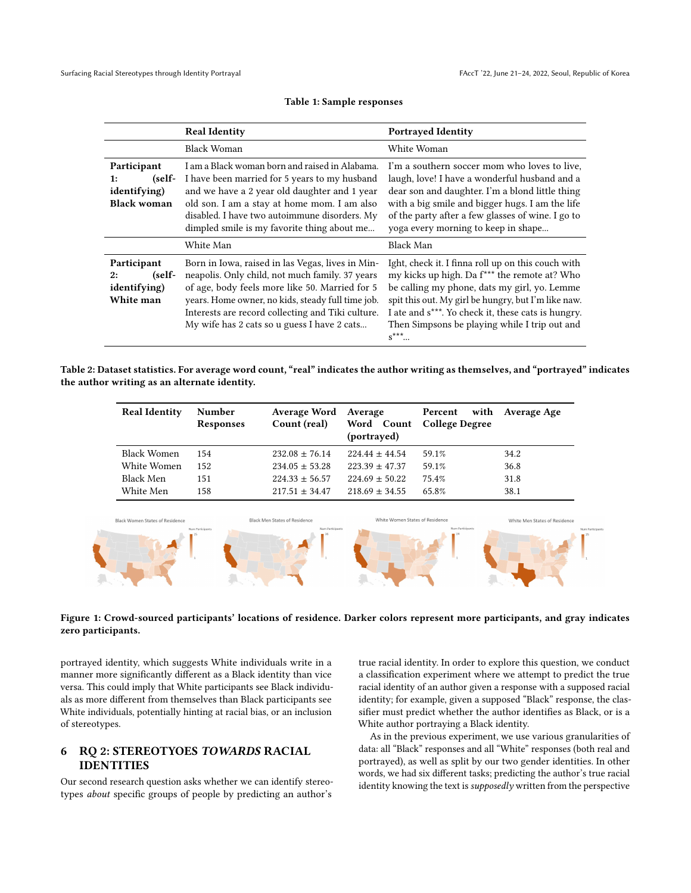**Table 1: Sample responses**

| | Real Identity | Portrayed Identity |
|---|---|---|
| | Black Woman | White Woman |
| **Participant 1: (self-identifying) Black woman** | I am a Black woman born and raised in Alabama. I have been married for 5 years to my husband and we have a 2 year old daughter and 1 year old son. I am a stay at home mom. I am also disabled. I have two autoimmune disorders. My dimpled smile is my favorite thing about me... | I'm a southern soccer mom who loves to live, laugh, love! I have a wonderful husband and a dear son and daughter. I'm a blond little thing with a big smile and bigger hugs. I am the life of the party after a few glasses of wine. I go to yoga every morning to keep in shape... |
| | White Man | Black Man |
| **Participant 2: (self-identifying) White man** | Born in Iowa, raised in las Vegas, lives in Minneapolis. Only child, not much family. 37 years of age, body feels more like 50. Married for 5 years. Home owner, no kids, steady full time job. Interests are record collecting and Tiki culture. My wife has 2 cats so u guess I have 2 cats... | Ight, check it. I finna roll up on this couch with my kicks up high. Da f*** the remote at? Who be calling my phone, dats my girl, yo. Lemme spit this out. My girl be hungry, but I'm like naw. I ate and s***. Yo check it, these cats is hungry. Then Simpsons be playing while I trip out and s***... |

**Table 2: Dataset statistics. For average word count, "real" indicates the author writing as themselves, and "portrayed" indicates the author writing as an alternate identity.**

| Real Identity | Number Responses | Average Word Count (real) | Average Word Count (portrayed) | Percent with College Degree | Average Age |
|---|---|---|---|---|---|
| Black Women | 154 | $232.08 \pm 76.14$ | $224.44 \pm 44.54$ | 59.1% | 34.2 |
| White Women | 152 | $234.05 \pm 53.28$ | $223.39 \pm 47.37$ | 59.1% | 36.8 |
| Black Men | 151 | $224.33 \pm 56.57$ | $224.69 \pm 50.22$ | 75.4% | 31.8 |
| White Men | 158 | $217.51 \pm 34.47$ | $218.69 \pm 34.55$ | 65.8% | 38.1 |

**Figure 1: Crowd-sourced participants' locations of residence. Darker colors represent more participants, and gray indicates zero participants.**

portrayed identity, which suggests White individuals write in a manner more significantly different as a Black identity than vice versa. This could imply that White participants see Black individuals as more different from themselves than Black participants see White individuals, potentially hinting at racial bias, or an inclusion of stereotypes.

## 6 RQ 2: STEREOTYOES *TOWARDS* RACIAL IDENTITIES

Our second research question asks whether we can identify stereotypes *about* specific groups of people by predicting an author's true racial identity. In order to explore this question, we conduct a classification experiment where we attempt to predict the true racial identity of an author given a response with a supposed racial identity; for example, given a supposed "Black" response, the classifier must predict whether the author identifies as Black, or is a White author portraying a Black identity.

As in the previous experiment, we use various granularities of data: all "Black" responses and all "White" responses (both real and portrayed), as well as split by our two gender identities. In other words, we had six different tasks; predicting the author's true racial identity knowing the text is *supposedly* written from the perspective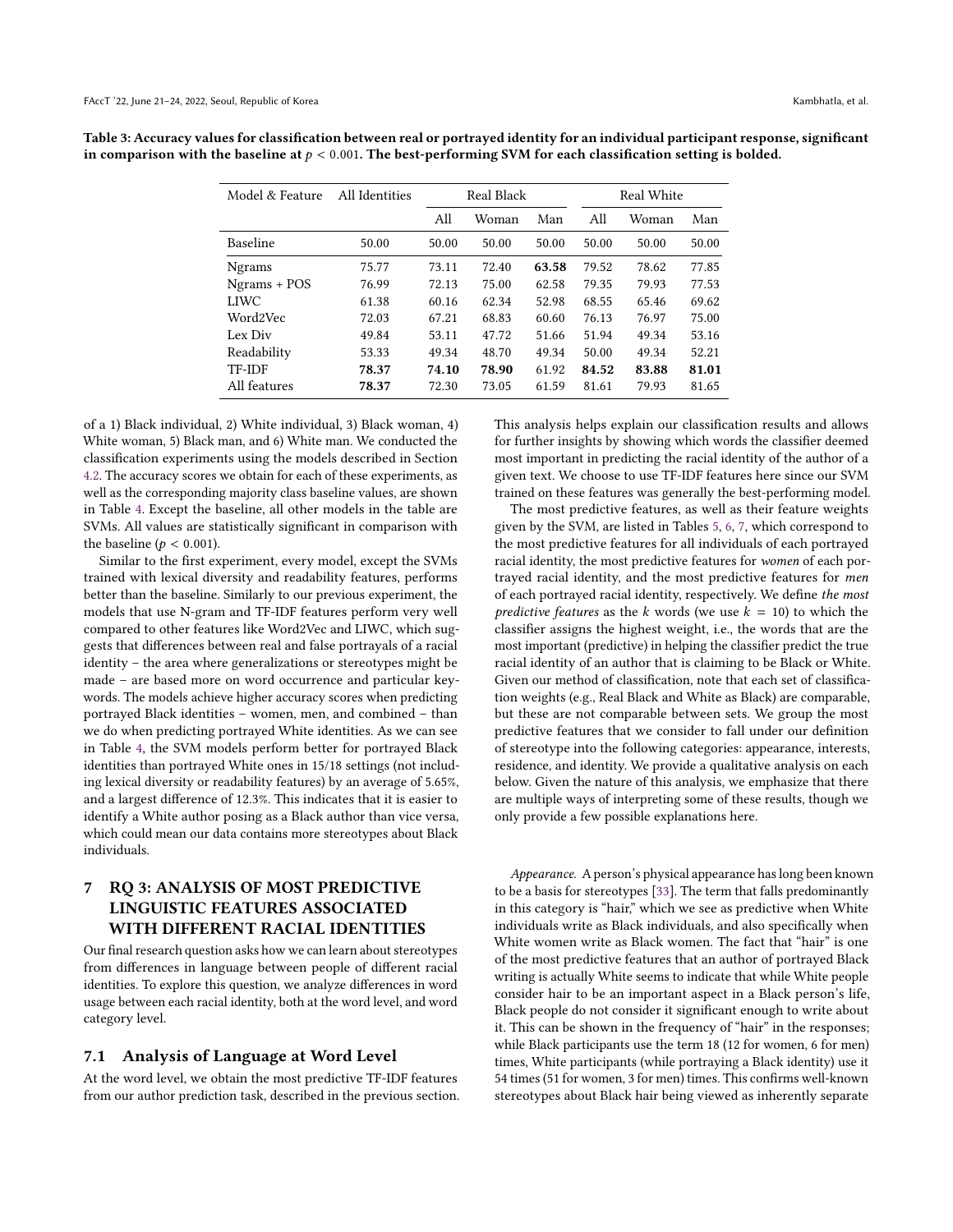**Table 3: Accuracy values for classification between real or portrayed identity for an individual participant response, significant in comparison with the baseline at $p < 0.001$. The best-performing SVM for each classification setting is bolded.**

| Model & Feature | All Identities | Real Black | | | Real White | | |
|---|---|---|---|---|---|---|---|
| | | All | Woman | Man | All | Woman | Man |
| Baseline | 50.00 | 50.00 | 50.00 | 50.00 | 50.00 | 50.00 | 50.00 |
| Ngrams | 75.77 | 73.11 | 72.40 | **63.58** | 79.52 | 78.62 | 77.85 |
| Ngrams + POS | 76.99 | 72.13 | 75.00 | 62.58 | 79.35 | 79.93 | 77.53 |
| LIWC | 61.38 | 60.16 | 62.34 | 52.98 | 68.55 | 65.46 | 69.62 |
| Word2Vec | 72.03 | 67.21 | 68.83 | 60.60 | 76.13 | 76.97 | 75.00 |
| Lex Div | 49.84 | 53.11 | 47.72 | 51.66 | 51.94 | 49.34 | 53.16 |
| Readability | 53.33 | 49.34 | 48.70 | 49.34 | 50.00 | 49.34 | 52.21 |
| TF-IDF | **78.37** | **74.10** | **78.90** | 61.92 | **84.52** | **83.88** | **81.01** |
| All features | **78.37** | 72.30 | 73.05 | 61.59 | 81.61 | 79.93 | 81.65 |

of a 1) Black individual, 2) White individual, 3) Black woman, 4) White woman, 5) Black man, and 6) White man. We conducted the classification experiments using the models described in Section 4.2. The accuracy scores we obtain for each of these experiments, as well as the corresponding majority class baseline values, are shown in Table 4. Except the baseline, all other models in the table are SVMs. All values are statistically significant in comparison with the baseline ($p < 0.001$).

Similar to the first experiment, every model, except the SVMs trained with lexical diversity and readability features, performs better than the baseline. Similarly to our previous experiment, the models that use N-gram and TF-IDF features perform very well compared to other features like Word2Vec and LIWC, which suggests that differences between real and false portrayals of a racial identity – the area where generalizations or stereotypes might be made – are based more on word occurrence and particular keywords. The models achieve higher accuracy scores when predicting portrayed Black identities – women, men, and combined – than we do when predicting portrayed White identities. As we can see in Table 4, the SVM models perform better for portrayed Black identities than portrayed White ones in 15/18 settings (not including lexical diversity or readability features) by an average of 5.65%, and a largest difference of 12.3%. This indicates that it is easier to identify a White author posing as a Black author than vice versa, which could mean our data contains more stereotypes about Black individuals.

## 7 RQ 3: ANALYSIS OF MOST PREDICTIVE LINGUISTIC FEATURES ASSOCIATED WITH DIFFERENT RACIAL IDENTITIES

Our final research question asks how we can learn about stereotypes from differences in language between people of different racial identities. To explore this question, we analyze differences in word usage between each racial identity, both at the word level, and word category level.

### 7.1 Analysis of Language at Word Level

At the word level, we obtain the most predictive TF-IDF features from our author prediction task, described in the previous section. This analysis helps explain our classification results and allows for further insights by showing which words the classifier deemed most important in predicting the racial identity of the author of a given text. We choose to use TF-IDF features here since our SVM trained on these features was generally the best-performing model.

The most predictive features, as well as their feature weights given by the SVM, are listed in Tables 5, 6, 7, which correspond to the most predictive features for all individuals of each portrayed racial identity, the most predictive features for *women* of each portrayed racial identity, and the most predictive features for *men* of each portrayed racial identity, respectively. We define *the most predictive features* as the $k$ words (we use $k = 10$) to which the classifier assigns the highest weight, i.e., the words that are the most important (predictive) in helping the classifier predict the true racial identity of an author that is claiming to be Black or White. Given our method of classification, note that each set of classification weights (e.g., Real Black and White as Black) are comparable, but these are not comparable between sets. We group the most predictive features that we consider to fall under our definition of stereotype into the following categories: appearance, interests, residence, and identity. We provide a qualitative analysis on each below. Given the nature of this analysis, we emphasize that there are multiple ways of interpreting some of these results, though we only provide a few possible explanations here.

*Appearance.* A person's physical appearance has long been known to be a basis for stereotypes [33]. The term that falls predominantly in this category is "hair," which we see as predictive when White individuals write as Black individuals, and also specifically when White women write as Black women. The fact that "hair" is one of the most predictive features that an author of portrayed Black writing is actually White seems to indicate that while White people consider hair to be an important aspect in a Black person's life, Black people do not consider it significant enough to write about it. This can be shown in the frequency of "hair" in the responses; while Black participants use the term 18 (12 for women, 6 for men) times, White participants (while portraying a Black identity) use it 54 times (51 for women, 3 for men) times. This confirms well-known stereotypes about Black hair being viewed as inherently separate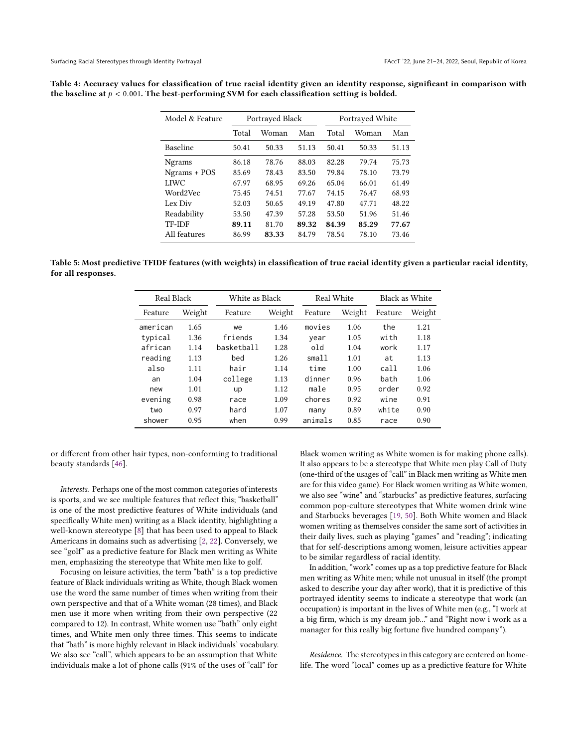**Table 4: Accuracy values for classification of true racial identity given an identity response, significant in comparison with the baseline at $p < 0.001$. The best-performing SVM for each classification setting is bolded.**

| Model & Feature | Portrayed Black | | | Portrayed White | | |
|---|---|---|---|---|---|---|
| | Total | Woman | Man | Total | Woman | Man |
| Baseline | 50.41 | 50.33 | 51.13 | 50.41 | 50.33 | 51.13 |
| Ngrams | 86.18 | 78.76 | 88.03 | 82.28 | 79.74 | 75.73 |
| Ngrams + POS | 85.69 | 78.43 | 83.50 | 79.84 | 78.10 | 73.79 |
| LIWC | 67.97 | 68.95 | 69.26 | 65.04 | 66.01 | 61.49 |
| Word2Vec | 75.45 | 74.51 | 77.67 | 74.15 | 76.47 | 68.93 |
| Lex Div | 52.03 | 50.65 | 49.19 | 47.80 | 47.71 | 48.22 |
| Readability | 53.50 | 47.39 | 57.28 | 53.50 | 51.96 | 51.46 |
| TF-IDF | **89.11** | 81.70 | **89.32** | **84.39** | **85.29** | **77.67** |
| All features | 86.99 | **83.33** | 84.79 | 78.54 | 78.10 | 73.46 |

**Table 5: Most predictive TFIDF features (with weights) in classification of true racial identity given a particular racial identity, for all responses.**

| Real Black | | White as Black | | Real White | | Black as White | |
|---|---|---|---|---|---|---|---|
| Feature | Weight | Feature | Weight | Feature | Weight | Feature | Weight |
| american | 1.65 | we | 1.46 | movies | 1.06 | the | 1.21 |
| typical | 1.36 | friends | 1.34 | year | 1.05 | with | 1.18 |
| african | 1.14 | basketball | 1.28 | old | 1.04 | work | 1.17 |
| reading | 1.13 | bed | 1.26 | small | 1.01 | at | 1.13 |
| also | 1.11 | hair | 1.14 | time | 1.00 | call | 1.06 |
| an | 1.04 | college | 1.13 | dinner | 0.96 | bath | 1.06 |
| new | 1.01 | up | 1.12 | male | 0.95 | order | 0.92 |
| evening | 0.98 | race | 1.09 | chores | 0.92 | wine | 0.91 |
| two | 0.97 | hard | 1.07 | many | 0.89 | white | 0.90 |
| shower | 0.95 | when | 0.99 | animals | 0.85 | race | 0.90 |

or different from other hair types, non-conforming to traditional beauty standards [46].

*Interests.* Perhaps one of the most common categories of interests is sports, and we see multiple features that reflect this; "basketball" is one of the most predictive features of White individuals (and specifically White men) writing as a Black identity, highlighting a well-known stereotype [8] that has been used to appeal to Black Americans in domains such as advertising [2, 22]. Conversely, we see "golf" as a predictive feature for Black men writing as White men, emphasizing the stereotype that White men like to golf.

Focusing on leisure activities, the term "bath" is a top predictive feature of Black individuals writing as White, though Black women use the word the same number of times when writing from their own perspective and that of a White woman (28 times), and Black men use it more when writing from their own perspective (22 compared to 12). In contrast, White women use "bath" only eight times, and White men only three times. This seems to indicate that "bath" is more highly relevant in Black individuals' vocabulary. We also see "call", which appears to be an assumption that White individuals make a lot of phone calls (91% of the uses of "call" for Black women writing as White women is for making phone calls). It also appears to be a stereotype that White men play Call of Duty (one-third of the usages of "call" in Black men writing as White men are for this video game). For Black women writing as White women, we also see "wine" and "starbucks" as predictive features, surfacing common pop-culture stereotypes that White women drink wine and Starbucks beverages [19, 50]. Both White women and Black women writing as themselves consider the same sort of activities in their daily lives, such as playing "games" and "reading"; indicating that for self-descriptions among women, leisure activities appear to be similar regardless of racial identity.

In addition, "work" comes up as a top predictive feature for Black men writing as White men; while not unusual in itself (the prompt asked to describe your day after work), that it is predictive of this portrayed identity seems to indicate a stereotype that work (an occupation) is important in the lives of White men (e.g., "I work at a big firm, which is my dream job..." and "Right now i work as a manager for this really big fortune five hundred company").

*Residence.* The stereotypes in this category are centered on home-life. The word "local" comes up as a predictive feature for White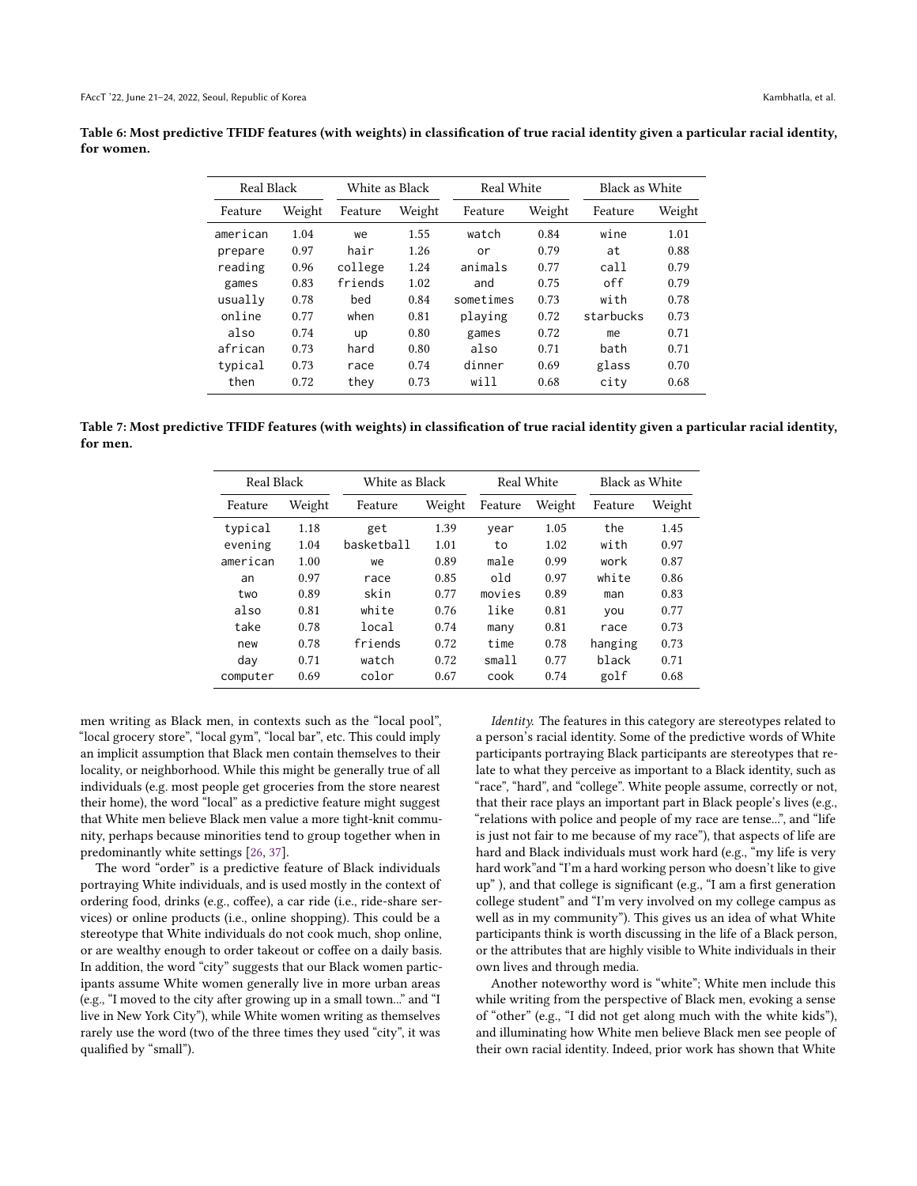**Table 6: Most predictive TFIDF features (with weights) in classification of true racial identity given a particular racial identity, for women.**

| Real Black | | White as Black | | Real White | | Black as White | |
|---|---|---|---|---|---|---|---|
| Feature | Weight | Feature | Weight | Feature | Weight | Feature | Weight |
| american | 1.04 | we | 1.55 | watch | 0.84 | wine | 1.01 |
| prepare | 0.97 | hair | 1.26 | or | 0.79 | at | 0.88 |
| reading | 0.96 | college | 1.24 | animals | 0.77 | call | 0.79 |
| games | 0.83 | friends | 1.02 | and | 0.75 | off | 0.79 |
| usually | 0.78 | bed | 0.84 | sometimes | 0.73 | with | 0.78 |
| online | 0.77 | when | 0.81 | playing | 0.72 | starbucks | 0.73 |
| also | 0.74 | up | 0.80 | games | 0.72 | me | 0.71 |
| african | 0.73 | hard | 0.80 | also | 0.71 | bath | 0.71 |
| typical | 0.73 | race | 0.74 | dinner | 0.69 | glass | 0.70 |
| then | 0.72 | they | 0.73 | will | 0.68 | city | 0.68 |

**Table 7: Most predictive TFIDF features (with weights) in classification of true racial identity given a particular racial identity, for men.**

| Real Black | | White as Black | | Real White | | Black as White | |
|---|---|---|---|---|---|---|---|
| Feature | Weight | Feature | Weight | Feature | Weight | Feature | Weight |
| typical | 1.18 | get | 1.39 | year | 1.05 | the | 1.45 |
| evening | 1.04 | basketball | 1.01 | to | 1.02 | with | 0.97 |
| american | 1.00 | we | 0.89 | male | 0.99 | work | 0.87 |
| an | 0.97 | race | 0.85 | old | 0.97 | white | 0.86 |
| two | 0.89 | skin | 0.77 | movies | 0.89 | man | 0.83 |
| also | 0.81 | white | 0.76 | like | 0.81 | you | 0.77 |
| take | 0.78 | local | 0.74 | many | 0.81 | race | 0.73 |
| new | 0.78 | friends | 0.72 | time | 0.78 | hanging | 0.73 |
| day | 0.71 | watch | 0.72 | small | 0.77 | black | 0.71 |
| computer | 0.69 | color | 0.67 | cook | 0.74 | golf | 0.68 |

men writing as Black men, in contexts such as the "local pool", "local grocery store", "local gym", "local bar", etc. This could imply an implicit assumption that Black men contain themselves to their locality, or neighborhood. While this might be generally true of all individuals (e.g. most people get groceries from the store nearest their home), the word "local" as a predictive feature might suggest that White men believe Black men value a more tight-knit community, perhaps because minorities tend to group together when in predominantly white settings [26, 37].

The word "order" is a predictive feature of Black individuals portraying White individuals, and is used mostly in the context of ordering food, drinks (e.g., coffee), a car ride (i.e., ride-share services) or online products (i.e., online shopping). This could be a stereotype that White individuals do not cook much, shop online, or are wealthy enough to order takeout or coffee on a daily basis. In addition, the word "city" suggests that our Black women participants assume White women generally live in more urban areas (e.g., "I moved to the city after growing up in a small town..." and "I live in New York City"), while White women writing as themselves rarely use the word (two of the three times they used "city", it was qualified by "small").

*Identity.* The features in this category are stereotypes related to a person's racial identity. Some of the predictive words of White participants portraying Black participants are stereotypes that relate to what they perceive as important to a Black identity, such as "race", "hard", and "college". White people assume, correctly or not, that their race plays an important part in Black people's lives (e.g., "relations with police and people of my race are tense...", and "life is just not fair to me because of my race"), that aspects of life are hard and Black individuals must work hard (e.g., "my life is very hard work"and "I'm a hard working person who doesn't like to give up" ), and that college is significant (e.g., "I am a first generation college student" and "I'm very involved on my college campus as well as in my community"). This gives us an idea of what White participants think is worth discussing in the life of a Black person, or the attributes that are highly visible to White individuals in their own lives and through media.

Another noteworthy word is "white"; White men include this while writing from the perspective of Black men, evoking a sense of "other" (e.g., "I did not get along much with the white kids"), and illuminating how White men believe Black men see people of their own racial identity. Indeed, prior work has shown that White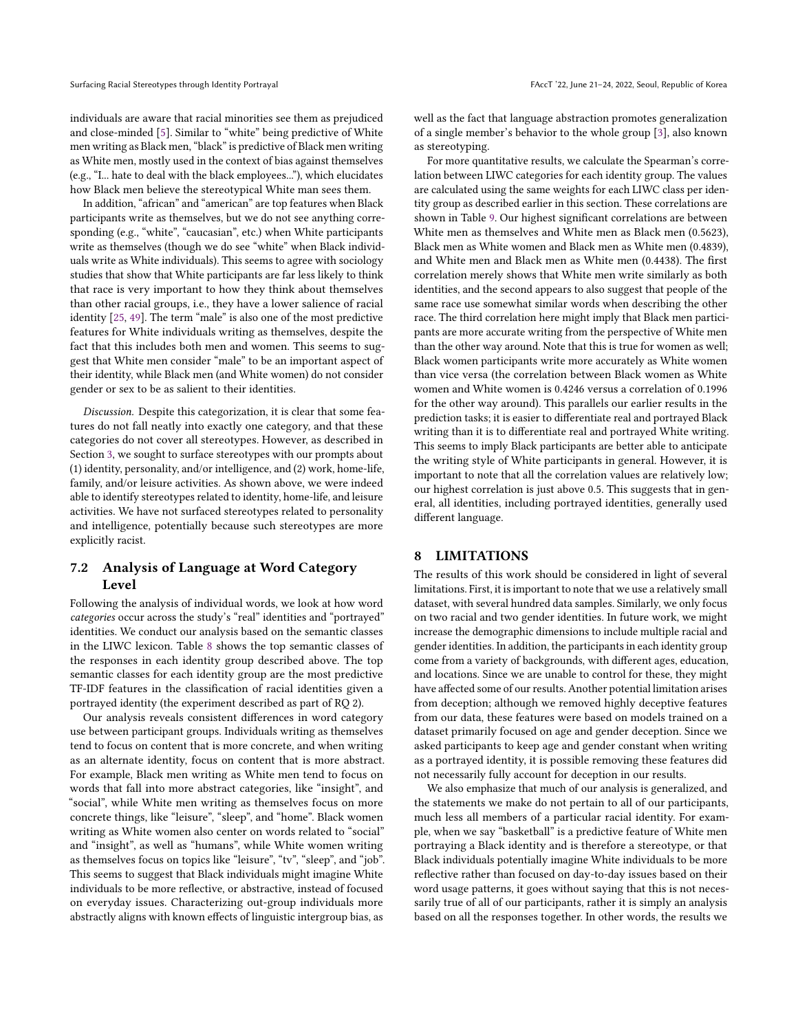individuals are aware that racial minorities see them as prejudiced and close-minded [5]. Similar to "white" being predictive of White men writing as Black men, "black" is predictive of Black men writing as White men, mostly used in the context of bias against themselves (e.g., "I... hate to deal with the black employees..."), which elucidates how Black men believe the stereotypical White man sees them.

In addition, "african" and "american" are top features when Black participants write as themselves, but we do not see anything corresponding (e.g., "white", "caucasian", etc.) when White participants write as themselves (though we do see "white" when Black individuals write as White individuals). This seems to agree with sociology studies that show that White participants are far less likely to think that race is very important to how they think about themselves than other racial groups, i.e., they have a lower salience of racial identity [25, 49]. The term "male" is also one of the most predictive features for White individuals writing as themselves, despite the fact that this includes both men and women. This seems to suggest that White men consider "male" to be an important aspect of their identity, while Black men (and White women) do not consider gender or sex to be as salient to their identities.

*Discussion.* Despite this categorization, it is clear that some features do not fall neatly into exactly one category, and that these categories do not cover all stereotypes. However, as described in Section 3, we sought to surface stereotypes with our prompts about (1) identity, personality, and/or intelligence, and (2) work, home-life, family, and/or leisure activities. As shown above, we were indeed able to identify stereotypes related to identity, home-life, and leisure activities. We have not surfaced stereotypes related to personality and intelligence, potentially because such stereotypes are more explicitly racist.

## 7.2 Analysis of Language at Word Category Level

Following the analysis of individual words, we look at how word *categories* occur across the study's "real" identities and "portrayed" identities. We conduct our analysis based on the semantic classes in the LIWC lexicon. Table 8 shows the top semantic classes of the responses in each identity group described above. The top semantic classes for each identity group are the most predictive TF-IDF features in the classification of racial identities given a portrayed identity (the experiment described as part of RQ 2).

Our analysis reveals consistent differences in word category use between participant groups. Individuals writing as themselves tend to focus on content that is more concrete, and when writing as an alternate identity, focus on content that is more abstract. For example, Black men writing as White men tend to focus on words that fall into more abstract categories, like "insight", and "social", while White men writing as themselves focus on more concrete things, like "leisure", "sleep", and "home". Black women writing as White women also center on words related to "social" and "insight", as well as "humans", while White women writing as themselves focus on topics like "leisure", "tv", "sleep", and "job". This seems to suggest that Black individuals might imagine White individuals to be more reflective, or abstractive, instead of focused on everyday issues. Characterizing out-group individuals more abstractly aligns with known effects of linguistic intergroup bias, as well as the fact that language abstraction promotes generalization of a single member's behavior to the whole group [3], also known as stereotyping.

For more quantitative results, we calculate the Spearman's correlation between LIWC categories for each identity group. The values are calculated using the same weights for each LIWC class per identity group as described earlier in this section. These correlations are shown in Table 9. Our highest significant correlations are between White men as themselves and White men as Black men (0.5623), Black men as White women and Black men as White men (0.4839), and White men and Black men as White men (0.4438). The first correlation merely shows that White men write similarly as both identities, and the second appears to also suggest that people of the same race use somewhat similar words when describing the other race. The third correlation here might imply that Black men participants are more accurate writing from the perspective of White men than the other way around. Note that this is true for women as well; Black women participants write more accurately as White women than vice versa (the correlation between Black women as White women and White women is 0.4246 versus a correlation of 0.1996 for the other way around). This parallels our earlier results in the prediction tasks; it is easier to differentiate real and portrayed Black writing than it is to differentiate real and portrayed White writing. This seems to imply Black participants are better able to anticipate the writing style of White participants in general. However, it is important to note that all the correlation values are relatively low; our highest correlation is just above 0.5. This suggests that in general, all identities, including portrayed identities, generally used different language.

# 8 LIMITATIONS

The results of this work should be considered in light of several limitations. First, it is important to note that we use a relatively small dataset, with several hundred data samples. Similarly, we only focus on two racial and two gender identities. In future work, we might increase the demographic dimensions to include multiple racial and gender identities. In addition, the participants in each identity group come from a variety of backgrounds, with different ages, education, and locations. Since we are unable to control for these, they might have affected some of our results. Another potential limitation arises from deception; although we removed highly deceptive features from our data, these features were based on models trained on a dataset primarily focused on age and gender deception. Since we asked participants to keep age and gender constant when writing as a portrayed identity, it is possible removing these features did not necessarily fully account for deception in our results.

We also emphasize that much of our analysis is generalized, and the statements we make do not pertain to all of our participants, much less all members of a particular racial identity. For example, when we say "basketball" is a predictive feature of White men portraying a Black identity and is therefore a stereotype, or that Black individuals potentially imagine White individuals to be more reflective rather than focused on day-to-day issues based on their word usage patterns, it goes without saying that this is not necessarily true of all of our participants, rather it is simply an analysis based on all the responses together. In other words, the results we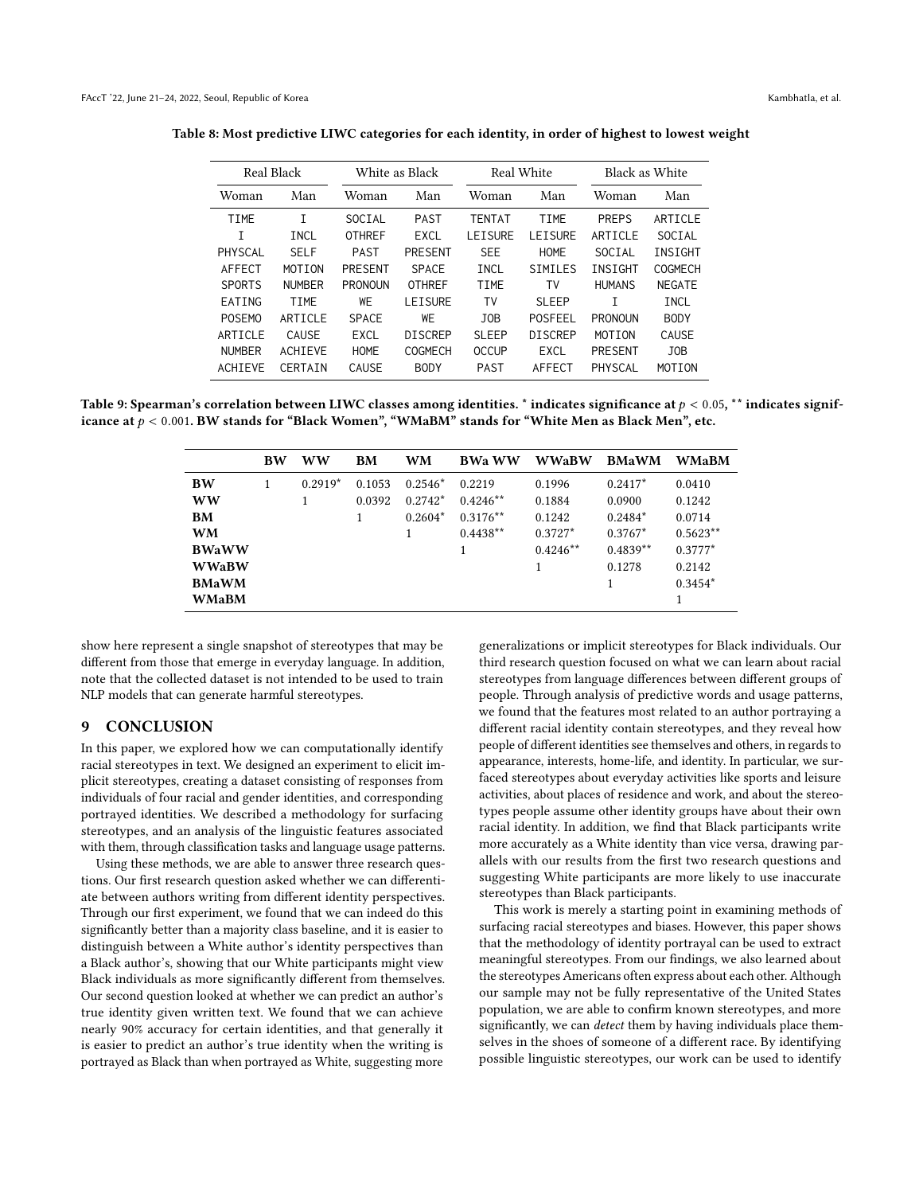Table 8: Most predictive LIWC categories for each identity, in order of highest to lowest weight

| Real Black | | White as Black | | Real White | | Black as White | |
|---|---|---|---|---|---|---|---|
| Woman | Man | Woman | Man | Woman | Man | Woman | Man |
| TIME | I | SOCIAL | PAST | TENTAT | TIME | PREPS | ARTICLE |
| I | INCL | OTHREF | EXCL | LEISURE | LEISURE | ARTICLE | SOCIAL |
| PHYSCAL | SELF | PAST | PRESENT | SEE | HOME | SOCIAL | INSIGHT |
| AFFECT | MOTION | PRESENT | SPACE | INCL | SIMILES | INSIGHT | COGMECH |
| SPORTS | NUMBER | PRONOUN | OTHREF | TIME | TV | HUMANS | NEGATE |
| EATING | TIME | WE | LEISURE | TV | SLEEP | I | INCL |
| POSEMO | ARTICLE | SPACE | WE | JOB | POSFEEL | PRONOUN | BODY |
| ARTICLE | CAUSE | EXCL | DISCREP | SLEEP | DISCREP | MOTION | CAUSE |
| NUMBER | ACHIEVE | HOME | COGMECH | OCCUP | EXCL | PRESENT | JOB |
| ACHIEVE | CERTAIN | CAUSE | BODY | PAST | AFFECT | PHYSCAL | MOTION |

Table 9: Spearman's correlation between LIWC classes among identities. $^*$ indicates significance at $p < 0.05$, $^{**}$ indicates significance at $p < 0.001$. BW stands for "Black Women", "WMaBM" stands for "White Men as Black Men", etc.

| | BW | WW | BM | WM | BWa WW | WWaBW | BMaWM | WMaBM |
|---|---|---|---|---|---|---|---|---|
| **BW** | 1 | $0.2919^*$ | 0.1053 | $0.2546^*$ | 0.2219 | 0.1996 | $0.2417^*$ | 0.0410 |
| **WW** | | 1 | 0.0392 | $0.2742^*$ | $0.4246^{**}$ | 0.1884 | 0.0900 | 0.1242 |
| **BM** | | | 1 | $0.2604^*$ | $0.3176^{**}$ | 0.1242 | $0.2484^*$ | 0.0714 |
| **WM** | | | | 1 | $0.4438^{**}$ | $0.3727^*$ | $0.3767^*$ | $0.5623^{**}$ |
| **BWaWW** | | | | | 1 | $0.4246^{**}$ | $0.4839^{**}$ | $0.3777^*$ |
| **WWaBW** | | | | | | 1 | 0.1278 | 0.2142 |
| **BMaWM** | | | | | | | 1 | $0.3454^*$ |
| **WMaBM** | | | | | | | | 1 |

show here represent a single snapshot of stereotypes that may be different from those that emerge in everyday language. In addition, note that the collected dataset is not intended to be used to train NLP models that can generate harmful stereotypes.

## 9 CONCLUSION

In this paper, we explored how we can computationally identify racial stereotypes in text. We designed an experiment to elicit implicit stereotypes, creating a dataset consisting of responses from individuals of four racial and gender identities, and corresponding portrayed identities. We described a methodology for surfacing stereotypes, and an analysis of the linguistic features associated with them, through classification tasks and language usage patterns.

Using these methods, we are able to answer three research questions. Our first research question asked whether we can differentiate between authors writing from different identity perspectives. Through our first experiment, we found that we can indeed do this significantly better than a majority class baseline, and it is easier to distinguish between a White author's identity perspectives than a Black author's, showing that our White participants might view Black individuals as more significantly different from themselves. Our second question looked at whether we can predict an author's true identity given written text. We found that we can achieve nearly 90% accuracy for certain identities, and that generally it is easier to predict an author's true identity when the writing is portrayed as Black than when portrayed as White, suggesting more generalizations or implicit stereotypes for Black individuals. Our third research question focused on what we can learn about racial stereotypes from language differences between different groups of people. Through analysis of predictive words and usage patterns, we found that the features most related to an author portraying a different racial identity contain stereotypes, and they reveal how people of different identities see themselves and others, in regards to appearance, interests, home-life, and identity. In particular, we surfaced stereotypes about everyday activities like sports and leisure activities, about places of residence and work, and about the stereotypes people assume other identity groups have about their own racial identity. In addition, we find that Black participants write more accurately as a White identity than vice versa, drawing parallels with our results from the first two research questions and suggesting White participants are more likely to use inaccurate stereotypes than Black participants.

This work is merely a starting point in examining methods of surfacing racial stereotypes and biases. However, this paper shows that the methodology of identity portrayal can be used to extract meaningful stereotypes. From our findings, we also learned about the stereotypes Americans often express about each other. Although our sample may not be fully representative of the United States population, we are able to confirm known stereotypes, and more significantly, we can *detect* them by having individuals place themselves in the shoes of someone of a different race. By identifying possible linguistic stereotypes, our work can be used to identify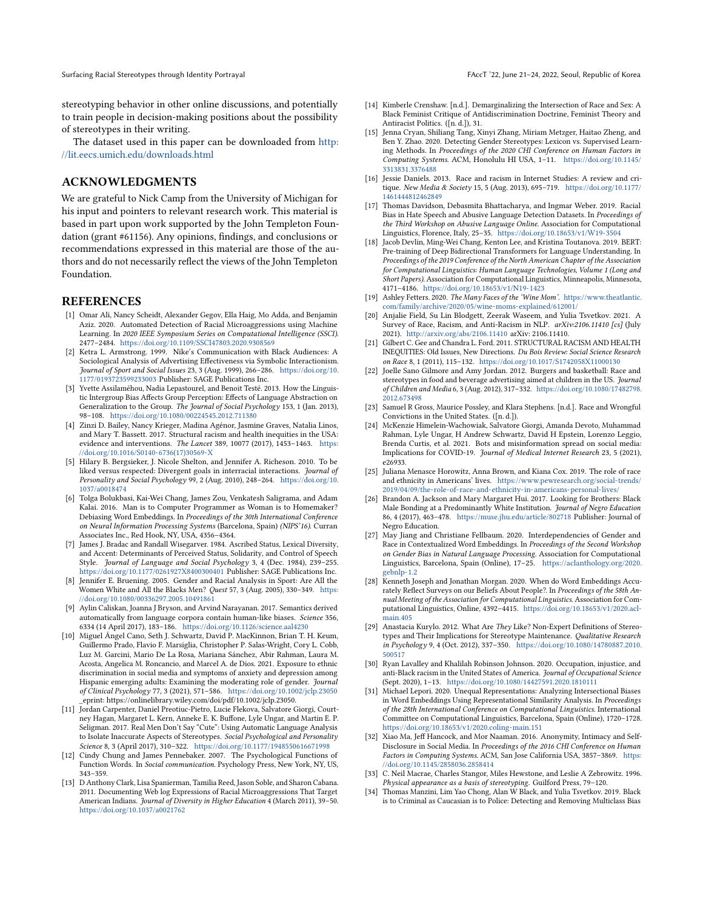stereotyping behavior in other online discussions, and potentially to train people in decision-making positions about the possibility of stereotypes in their writing.

The dataset used in this paper can be downloaded from http://lit.eecs.umich.edu/downloads.html

## ACKNOWLEDGMENTS

We are grateful to Nick Camp from the University of Michigan for his input and pointers to relevant research work. This material is based in part upon work supported by the John Templeton Foundation (grant #61156). Any opinions, findings, and conclusions or recommendations expressed in this material are those of the authors and do not necessarily reflect the views of the John Templeton Foundation.

## REFERENCES

- [1] Omar Ali, Nancy Scheidt, Alexander Gegov, Ella Haig, Mo Adda, and Benjamin Aziz. 2020. Automated Detection of Racial Microaggressions using Machine Learning. In *2020 IEEE Symposium Series on Computational Intelligence (SSCI)*. 2477–2484. https://doi.org/10.1109/SSCI47803.2020.9308569
- [2] Ketra L. Armstrong. 1999. Nike's Communication with Black Audiences: A Sociological Analysis of Advertising Effectiveness via Symbolic Interactionism. *Journal of Sport and Social Issues* 23, 3 (Aug. 1999), 266–286. https://doi.org/10.1177/0193723599233003 Publisher: SAGE Publications Inc.
- [3] Yvette Assilaméhou, Nadia Lepastourel, and Benoit Testé. 2013. How the Linguistic Intergroup Bias Affects Group Perception: Effects of Language Abstraction on Generalization to the Group. *The Journal of Social Psychology* 153, 1 (Jan. 2013), 98–108. https://doi.org/10.1080/00224545.2012.711380
- [4] Zinzi D. Bailey, Nancy Krieger, Madina Agénor, Jasmine Graves, Natalia Linos, and Mary T. Bassett. 2017. Structural racism and health inequities in the USA: evidence and interventions. *The Lancet* 389, 10077 (2017), 1453–1463. https://doi.org/10.1016/S0140-6736(17)30569-X
- [5] Hilary B. Bergsieker, J. Nicole Shelton, and Jennifer A. Richeson. 2010. To be liked versus respected: Divergent goals in interracial interactions. *Journal of Personality and Social Psychology* 99, 2 (Aug. 2010), 248–264. https://doi.org/10.1037/a0018474
- [6] Tolga Bolukbasi, Kai-Wei Chang, James Zou, Venkatesh Saligrama, and Adam Kalai. 2016. Man is to Computer Programmer as Woman is to Homemaker? Debiasing Word Embeddings. In *Proceedings of the 30th International Conference on Neural Information Processing Systems* (Barcelona, Spain) *(NIPS'16)*. Curran Associates Inc., Red Hook, NY, USA, 4356–4364.
- [7] James J. Bradac and Randall Wisegarver. 1984. Ascribed Status, Lexical Diversity, and Accent: Determinants of Perceived Status, Solidarity, and Control of Speech Style. *Journal of Language and Social Psychology* 3, 4 (Dec. 1984), 239–255. https://doi.org/10.1177/0261927X8400300401 Publisher: SAGE Publications Inc.
- [8] Jennifer E. Bruening. 2005. Gender and Racial Analysis in Sport: Are All the Women White and All the Blacks Men? *Quest* 57, 3 (Aug. 2005), 330–349. https://doi.org/10.1080/00336297.2005.10491861
- [9] Aylin Caliskan, Joanna J Bryson, and Arvind Narayanan. 2017. Semantics derived automatically from language corpora contain human-like biases. *Science* 356, 6334 (14 April 2017), 183–186. https://doi.org/10.1126/science.aal4230
- [10] Miguel Ángel Cano, Seth J. Schwartz, David P. MacKinnon, Brian T. H. Keum, Guillermo Prado, Flavio F. Marsiglia, Christopher P. Salas-Wright, Cory L. Cobb, Luz M. Garcini, Mario De La Rosa, Mariana Sánchez, Abir Rahman, Laura M. Acosta, Angelica M. Roncancio, and Marcel A. de Dios. 2021. Exposure to ethnic discrimination in social media and symptoms of anxiety and depression among Hispanic emerging adults: Examining the moderating role of gender. *Journal of Clinical Psychology* 77, 3 (2021), 571–586. https://doi.org/10.1002/jclp.23050 _eprint: https://onlinelibrary.wiley.com/doi/pdf/10.1002/jclp.23050.
- [11] Jordan Carpenter, Daniel Preotiuc-Pietro, Lucie Flekova, Salvatore Giorgi, Courtney Hagan, Margaret L. Kern, Anneke E. K. Buffone, Lyle Ungar, and Martin E. P. Seligman. 2017. Real Men Don't Say "Cute": Using Automatic Language Analysis to Isolate Inaccurate Aspects of Stereotypes. *Social Psychological and Personality Science* 8, 3 (April 2017), 310–322. https://doi.org/10.1177/1948550616671998
- [12] Cindy Chung and James Pennebaker. 2007. The Psychological Functions of Function Words. In *Social communication*. Psychology Press, New York, NY, US, 343–359.
- [13] D Anthony Clark, Lisa Spanierman, Tamilia Reed, Jason Soble, and Sharon Cabana. 2011. Documenting Web log Expressions of Racial Microaggressions That Target American Indians. *Journal of Diversity in Higher Education* 4 (March 2011), 39–50. https://doi.org/10.1037/a0021762
- [14] Kimberle Crenshaw. [n.d.]. Demarginalizing the Intersection of Race and Sex: A Black Feminist Critique of Antidiscrimination Doctrine, Feminist Theory and Antiracist Politics. ([n. d.]), 31.
- [15] Jenna Cryan, Shiliang Tang, Xinyi Zhang, Miriam Metzger, Haitao Zheng, and Ben Y. Zhao. 2020. Detecting Gender Stereotypes: Lexicon vs. Supervised Learning Methods. In *Proceedings of the 2020 CHI Conference on Human Factors in Computing Systems*. ACM, Honolulu HI USA, 1–11. https://doi.org/10.1145/3313831.3376488
- [16] Jessie Daniels. 2013. Race and racism in Internet Studies: A review and critique. *New Media & Society* 15, 5 (Aug. 2013), 695–719. https://doi.org/10.1177/1461444812462849
- [17] Thomas Davidson, Debasmita Bhattacharya, and Ingmar Weber. 2019. Racial Bias in Hate Speech and Abusive Language Detection Datasets. In *Proceedings of the Third Workshop on Abusive Language Online*. Association for Computational Linguistics, Florence, Italy, 25–35. https://doi.org/10.18653/v1/W19-3504
- [18] Jacob Devlin, Ming-Wei Chang, Kenton Lee, and Kristina Toutanova. 2019. BERT: Pre-training of Deep Bidirectional Transformers for Language Understanding. In *Proceedings of the 2019 Conference of the North American Chapter of the Association for Computational Linguistics: Human Language Technologies, Volume 1 (Long and Short Papers)*. Association for Computational Linguistics, Minneapolis, Minnesota, 4171–4186. https://doi.org/10.18653/v1/N19-1423
- [19] Ashley Fetters. 2020. *The Many Faces of the 'Wine Mom'*. https://www.theatlantic.com/family/archive/2020/05/wine-moms-explained/612001/
- [20] Anjalie Field, Su Lin Blodgett, Zeerak Waseem, and Yulia Tsvetkov. 2021. A Survey of Race, Racism, and Anti-Racism in NLP. *arXiv:2106.11410 [cs]* (July 2021). http://arxiv.org/abs/2106.11410 arXiv: 2106.11410.
- [21] Gilbert C. Gee and Chandra L. Ford. 2011. STRUCTURAL RACISM AND HEALTH INEQUITIES: Old Issues, New Directions. *Du Bois Review: Social Science Research on Race* 8, 1 (2011), 115–132. https://doi.org/10.1017/S1742058X11000130
- [22] Joelle Sano Gilmore and Amy Jordan. 2012. Burgers and basketball: Race and stereotypes in food and beverage advertising aimed at children in the US. *Journal of Children and Media* 6, 3 (Aug. 2012), 317–332. https://doi.org/10.1080/17482798.2012.673498
- [23] Samuel R Gross, Maurice Possley, and Klara Stephens. [n.d.]. Race and Wrongful Convictions in the United States. ([n. d.]).
- [24] McKenzie Himelein-Wachowiak, Salvatore Giorgi, Amanda Devoto, Muhammad Rahman, Lyle Ungar, H Andrew Schwartz, David H Epstein, Lorenzo Leggio, Brenda Curtis, et al. 2021. Bots and misinformation spread on social media: Implications for COVID-19. *Journal of Medical Internet Research* 23, 5 (2021), e26933.
- [25] Juliana Menasce Horowitz, Anna Brown, and Kiana Cox. 2019. The role of race and ethnicity in Americans' personal lives. https://www.pewresearch.org/social-trends/2019/04/09/the-role-of-race-and-ethnicity-in-americans-personal-lives/
- [26] Brandon A. Jackson and Mary Margaret Hui. 2017. Looking for Brothers: Black Male Bonding at a Predominantly White Institution. *Journal of Negro Education* 86, 4 (2017), 463–478. https://muse.jhu.edu/article/802718 Publisher: Journal of Negro Education.
- [27] May Jiang and Christiane Fellbaum. 2020. Interdependencies of Gender and Race in Contextualized Word Embeddings. In *Proceedings of the Second Workshop on Gender Bias in Natural Language Processing*. Association for Computational Linguistics, Barcelona, Spain (Online), 17–25. https://aclanthology.org/2020.gebnlp-1.2
- [28] Kenneth Joseph and Jonathan Morgan. 2020. When do Word Embeddings Accurately Reflect Surveys on our Beliefs About People?. In *Proceedings of the 58th Annual Meeting of the Association for Computational Linguistics*. Association for Computational Linguistics, Online, 4392–4415. https://doi.org/10.18653/v1/2020.acl-main.405
- [29] Anastacia Kurylo. 2012. What Are *They* Like? Non-Expert Definitions of Stereotypes and Their Implications for Stereotype Maintenance. *Qualitative Research in Psychology* 9, 4 (Oct. 2012), 337–350. https://doi.org/10.1080/14780887.2010.500517
- [30] Ryan Lavalley and Khalilah Robinson Johnson. 2020. Occupation, injustice, and anti-Black racism in the United States of America. *Journal of Occupational Science* (Sept. 2020), 1–13. https://doi.org/10.1080/14427591.2020.1810111
- [31] Michael Lepori. 2020. Unequal Representations: Analyzing Intersectional Biases in Word Embeddings Using Representational Similarity Analysis. In *Proceedings of the 28th International Conference on Computational Linguistics*. International Committee on Computational Linguistics, Barcelona, Spain (Online), 1720–1728. https://doi.org/10.18653/v1/2020.coling-main.151
- [32] Xiao Ma, Jeff Hancock, and Mor Naaman. 2016. Anonymity, Intimacy and Self-Disclosure in Social Media. In *Proceedings of the 2016 CHI Conference on Human Factors in Computing Systems*. ACM, San Jose California USA, 3857–3869. https://doi.org/10.1145/2858036.2858414
- [33] C. Neil Macrae, Charles Stangor, Miles Hewstone, and Leslie A Zebrowitz. 1996. *Physical appearance as a basis of stereotyping*. Guilford Press, 79–120.
- [34] Thomas Manzini, Lim Yao Chong, Alan W Black, and Yulia Tsvetkov. 2019. Black is to Criminal as Caucasian is to Police: Detecting and Removing Multiclass Bias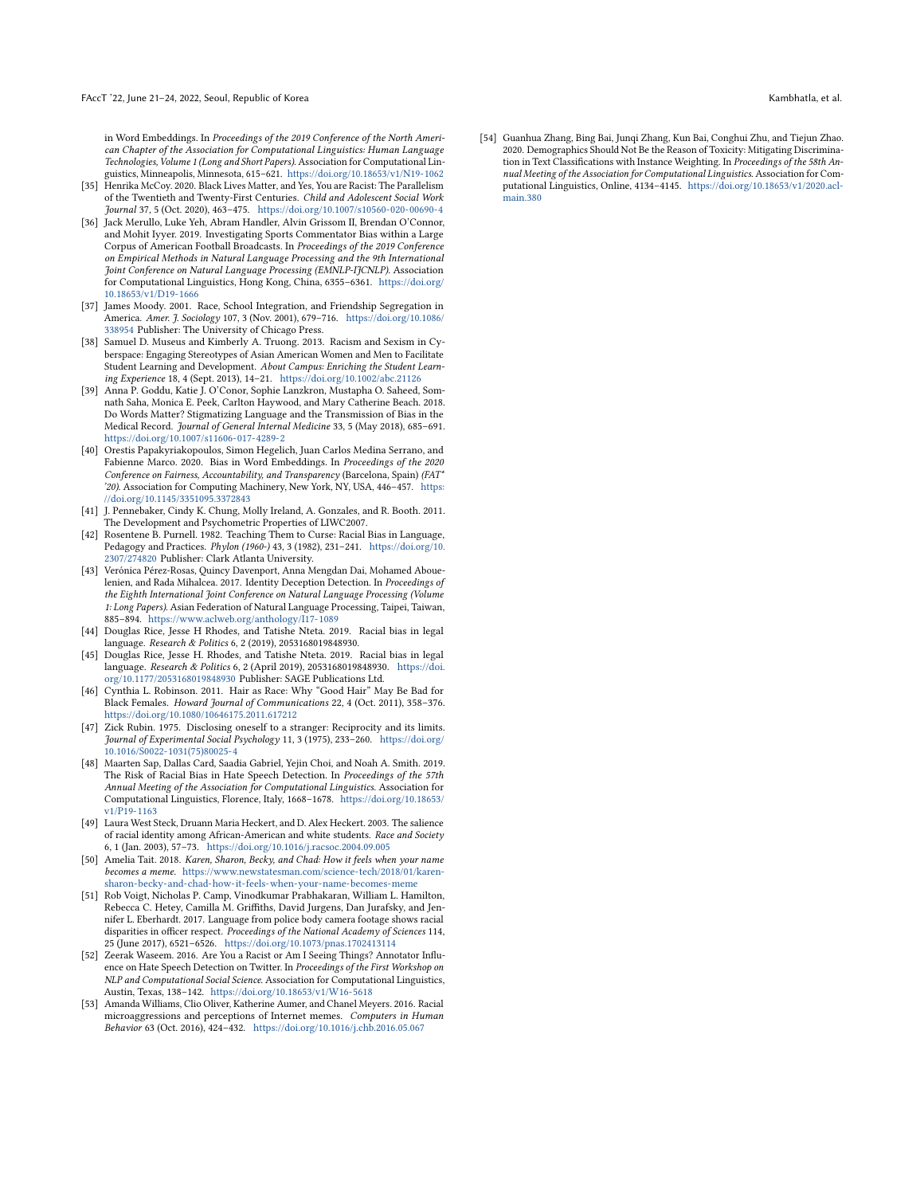in Word Embeddings. In *Proceedings of the 2019 Conference of the North American Chapter of the Association for Computational Linguistics: Human Language Technologies, Volume 1 (Long and Short Papers)*. Association for Computational Linguistics, Minneapolis, Minnesota, 615–621. https://doi.org/10.18653/v1/N19-1062

[35] Henrika McCoy. 2020. Black Lives Matter, and Yes, You are Racist: The Parallelism of the Twentieth and Twenty-First Centuries. *Child and Adolescent Social Work Journal* 37, 5 (Oct. 2020), 463–475. https://doi.org/10.1007/s10560-020-00690-4

[36] Jack Merullo, Luke Yeh, Abram Handler, Alvin Grissom II, Brendan O'Connor, and Mohit Iyyer. 2019. Investigating Sports Commentator Bias within a Large Corpus of American Football Broadcasts. In *Proceedings of the 2019 Conference on Empirical Methods in Natural Language Processing and the 9th International Joint Conference on Natural Language Processing (EMNLP-IJCNLP)*. Association for Computational Linguistics, Hong Kong, China, 6355–6361. https://doi.org/10.18653/v1/D19-1666

[37] James Moody. 2001. Race, School Integration, and Friendship Segregation in America. *Amer. J. Sociology* 107, 3 (Nov. 2001), 679–716. https://doi.org/10.1086/338954 Publisher: The University of Chicago Press.

[38] Samuel D. Museus and Kimberly A. Truong. 2013. Racism and Sexism in Cyberspace: Engaging Stereotypes of Asian American Women and Men to Facilitate Student Learning and Development. *About Campus: Enriching the Student Learning Experience* 18, 4 (Sept. 2013), 14–21. https://doi.org/10.1002/abc.21126

[39] Anna P. Goddu, Katie J. O'Conor, Sophie Lanzkron, Mustapha O. Saheed, Somnath Saha, Monica E. Peek, Carlton Haywood, and Mary Catherine Beach. 2018. Do Words Matter? Stigmatizing Language and the Transmission of Bias in the Medical Record. *Journal of General Internal Medicine* 33, 5 (May 2018), 685–691. https://doi.org/10.1007/s11606-017-4289-2

[40] Orestis Papakyriakopoulos, Simon Hegelich, Juan Carlos Medina Serrano, and Fabienne Marco. 2020. Bias in Word Embeddings. In *Proceedings of the 2020 Conference on Fairness, Accountability, and Transparency* (Barcelona, Spain) *(FAT* '20)*. Association for Computing Machinery, New York, NY, USA, 446–457. https://doi.org/10.1145/3351095.3372843

[41] J. Pennebaker, Cindy K. Chung, Molly Ireland, A. Gonzales, and R. Booth. 2011. The Development and Psychometric Properties of LIWC2007.

[42] Rosentene B. Purnell. 1982. Teaching Them to Curse: Racial Bias in Language, Pedagogy and Practices. *Phylon (1960-)* 43, 3 (1982), 231–241. https://doi.org/10.2307/274820 Publisher: Clark Atlanta University.

[43] Verónica Pérez-Rosas, Quincy Davenport, Anna Mengdan Dai, Mohamed Abouelenien, and Rada Mihalcea. 2017. Identity Deception Detection. In *Proceedings of the Eighth International Joint Conference on Natural Language Processing (Volume 1: Long Papers)*. Asian Federation of Natural Language Processing, Taipei, Taiwan, 885–894. https://www.aclweb.org/anthology/I17-1089

[44] Douglas Rice, Jesse H Rhodes, and Tatishe Nteta. 2019. Racial bias in legal language. *Research & Politics* 6, 2 (2019), 2053168019848930.

[45] Douglas Rice, Jesse H. Rhodes, and Tatishe Nteta. 2019. Racial bias in legal language. *Research & Politics* 6, 2 (April 2019), 2053168019848930. https://doi.org/10.1177/2053168019848930 Publisher: SAGE Publications Ltd.

[46] Cynthia L. Robinson. 2011. Hair as Race: Why "Good Hair" May Be Bad for Black Females. *Howard Journal of Communications* 22, 4 (Oct. 2011), 358–376. https://doi.org/10.1080/10646175.2011.617212

[47] Zick Rubin. 1975. Disclosing oneself to a stranger: Reciprocity and its limits. *Journal of Experimental Social Psychology* 11, 3 (1975), 233–260. https://doi.org/10.1016/S0022-1031(75)80025-4

[48] Maarten Sap, Dallas Card, Saadia Gabriel, Yejin Choi, and Noah A. Smith. 2019. The Risk of Racial Bias in Hate Speech Detection. In *Proceedings of the 57th Annual Meeting of the Association for Computational Linguistics*. Association for Computational Linguistics, Florence, Italy, 1668–1678. https://doi.org/10.18653/v1/P19-1163

[49] Laura West Steck, Druann Maria Heckert, and D. Alex Heckert. 2003. The salience of racial identity among African-American and white students. *Race and Society* 6, 1 (Jan. 2003), 57–73. https://doi.org/10.1016/j.racsoc.2004.09.005

[50] Amelia Tait. 2018. *Karen, Sharon, Becky, and Chad: How it feels when your name becomes a meme.* https://www.newstatesman.com/science-tech/2018/01/karen-sharon-becky-and-chad-how-it-feels-when-your-name-becomes-meme

[51] Rob Voigt, Nicholas P. Camp, Vinodkumar Prabhakaran, William L. Hamilton, Rebecca C. Hetey, Camilla M. Griffiths, David Jurgens, Dan Jurafsky, and Jennifer L. Eberhardt. 2017. Language from police body camera footage shows racial disparities in officer respect. *Proceedings of the National Academy of Sciences* 114, 25 (June 2017), 6521–6526. https://doi.org/10.1073/pnas.1702413114

[52] Zeerak Waseem. 2016. Are You a Racist or Am I Seeing Things? Annotator Influence on Hate Speech Detection on Twitter. In *Proceedings of the First Workshop on NLP and Computational Social Science*. Association for Computational Linguistics, Austin, Texas, 138–142. https://doi.org/10.18653/v1/W16-5618

[53] Amanda Williams, Clio Oliver, Katherine Aumer, and Chanel Meyers. 2016. Racial microaggressions and perceptions of Internet memes. *Computers in Human Behavior* 63 (Oct. 2016), 424–432. https://doi.org/10.1016/j.chb.2016.05.067

[54] Guanhua Zhang, Bing Bai, Junqi Zhang, Kun Bai, Conghui Zhu, and Tiejun Zhao. 2020. Demographics Should Not Be the Reason of Toxicity: Mitigating Discrimination in Text Classifications with Instance Weighting. In *Proceedings of the 58th Annual Meeting of the Association for Computational Linguistics*. Association for Computational Linguistics, Online, 4134–4145. https://doi.org/10.18653/v1/2020.acl-main.380